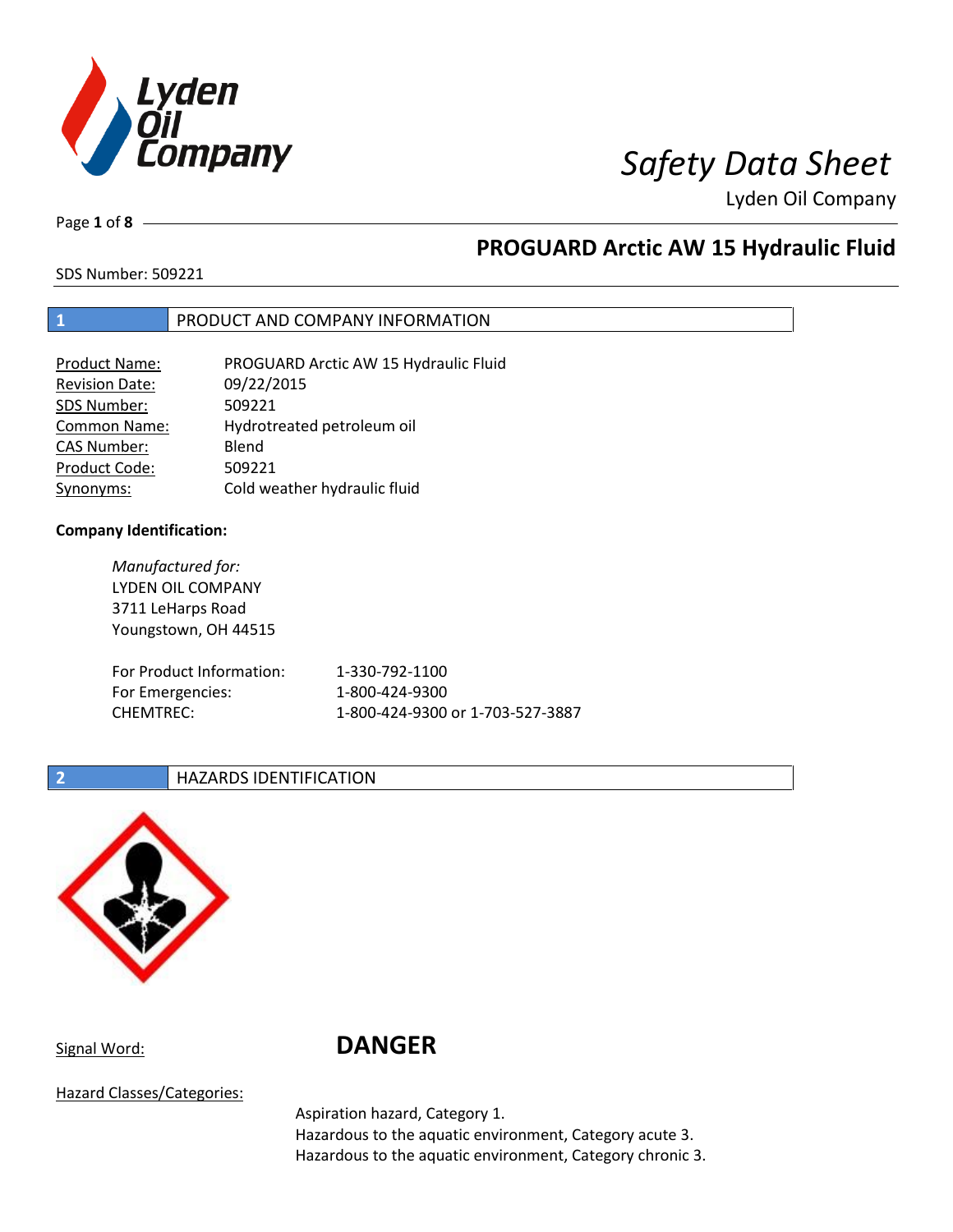# Safety Data Sheet

Lyden Oil Company

## PROGUARD Arctic AW 15 Hydraulic Fluid

SDS Number: 509221

## 1 PRODUCT AND COMPANY INFORMATION

| | |
|---|---|
| Product Name: | PROGUARD Arctic AW 15 Hydraulic Fluid |
| Revision Date: | 09/22/2015 |
| SDS Number: | 509221 |
| Common Name: | Hydrotreated petroleum oil |
| CAS Number: | Blend |
| Product Code: | 509221 |
| Synonyms: | Cold weather hydraulic fluid |

**Company Identification:**

*Manufactured for:*
LYDEN OIL COMPANY
3711 LeHarps Road
Youngstown, OH 44515

| | |
|---|---|
| For Product Information: | 1-330-792-1100 |
| For Emergencies: | 1-800-424-9300 |
| CHEMTREC: | 1-800-424-9300 or 1-703-527-3887 |

## 2 HAZARDS IDENTIFICATION

Signal Word: **DANGER**

Hazard Classes/Categories:

Aspiration hazard, Category 1.
Hazardous to the aquatic environment, Category acute 3.
Hazardous to the aquatic environment, Category chronic 3.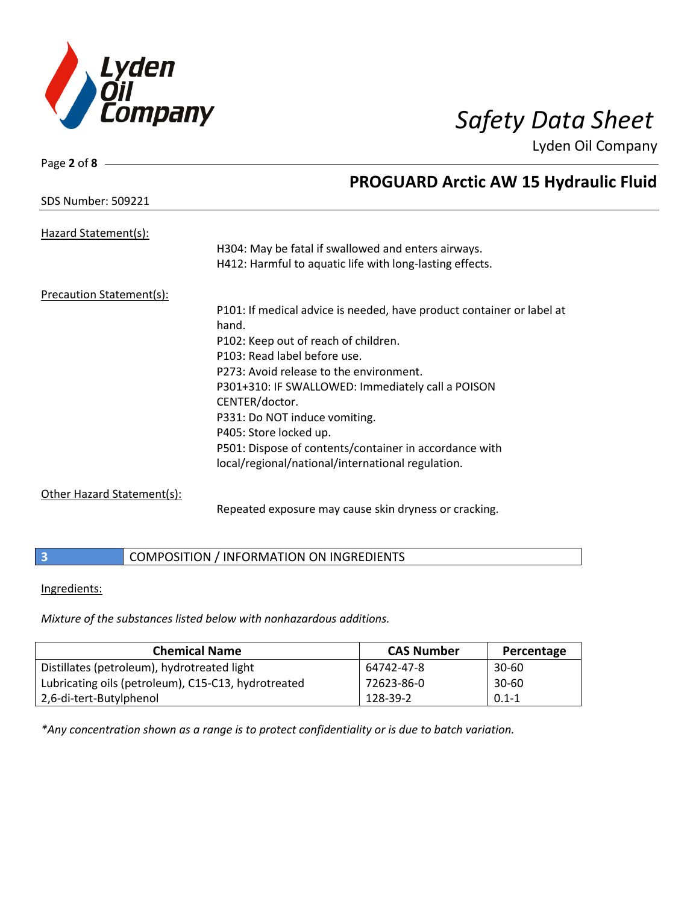Hazard Statement(s):

H304: May be fatal if swallowed and enters airways.
H412: Harmful to aquatic life with long-lasting effects.

Precaution Statement(s):

P101: If medical advice is needed, have product container or label at hand.
P102: Keep out of reach of children.
P103: Read label before use.
P273: Avoid release to the environment.
P301+310: IF SWALLOWED: Immediately call a POISON CENTER/doctor.
P331: Do NOT induce vomiting.
P405: Store locked up.
P501: Dispose of contents/container in accordance with local/regional/national/international regulation.

Other Hazard Statement(s):

Repeated exposure may cause skin dryness or cracking.

## 3 COMPOSITION / INFORMATION ON INGREDIENTS

Ingredients:

*Mixture of the substances listed below with nonhazardous additions.*

| Chemical Name | CAS Number | Percentage |
|---|---|---|
| Distillates (petroleum), hydrotreated light | 64742-47-8 | 30-60 |
| Lubricating oils (petroleum), C15-C13, hydrotreated | 72623-86-0 | 30-60 |
| 2,6-di-tert-Butylphenol | 128-39-2 | 0.1-1 |

*\*Any concentration shown as a range is to protect confidentiality or is due to batch variation.*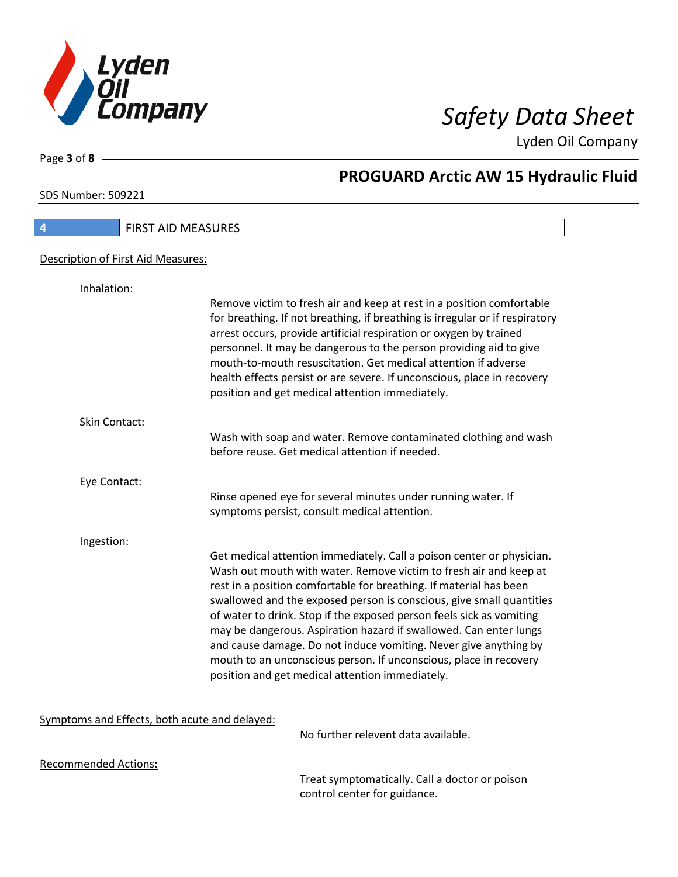## 4 FIRST AID MEASURES

### Description of First Aid Measures:

**Inhalation:**

Remove victim to fresh air and keep at rest in a position comfortable for breathing. If not breathing, if breathing is irregular or if respiratory arrest occurs, provide artificial respiration or oxygen by trained personnel. It may be dangerous to the person providing aid to give mouth-to-mouth resuscitation. Get medical attention if adverse health effects persist or are severe. If unconscious, place in recovery position and get medical attention immediately.

**Skin Contact:**

Wash with soap and water. Remove contaminated clothing and wash before reuse. Get medical attention if needed.

**Eye Contact:**

Rinse opened eye for several minutes under running water. If symptoms persist, consult medical attention.

**Ingestion:**

Get medical attention immediately. Call a poison center or physician. Wash out mouth with water. Remove victim to fresh air and keep at rest in a position comfortable for breathing. If material has been swallowed and the exposed person is conscious, give small quantities of water to drink. Stop if the exposed person feels sick as vomiting may be dangerous. Aspiration hazard if swallowed. Can enter lungs and cause damage. Do not induce vomiting. Never give anything by mouth to an unconscious person. If unconscious, place in recovery position and get medical attention immediately.

### Symptoms and Effects, both acute and delayed:

No further relevent data available.

### Recommended Actions:

Treat symptomatically. Call a doctor or poison control center for guidance.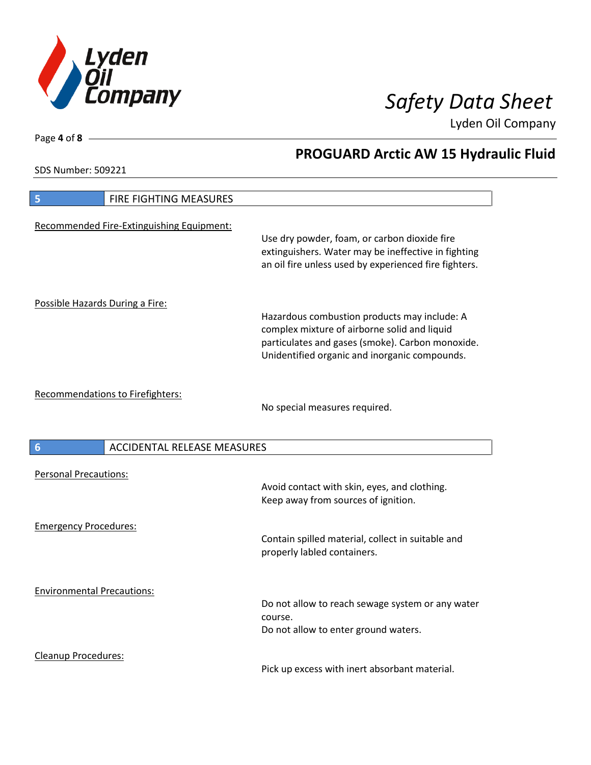## 5 FIRE FIGHTING MEASURES

Recommended Fire-Extinguishing Equipment:

Use dry powder, foam, or carbon dioxide fire extinguishers. Water may be ineffective in fighting an oil fire unless used by experienced fire fighters.

Possible Hazards During a Fire:

Hazardous combustion products may include: A complex mixture of airborne solid and liquid particulates and gases (smoke). Carbon monoxide. Unidentified organic and inorganic compounds.

Recommendations to Firefighters:

No special measures required.

## 6 ACCIDENTAL RELEASE MEASURES

Personal Precautions:

Avoid contact with skin, eyes, and clothing.
Keep away from sources of ignition.

Emergency Procedures:

Contain spilled material, collect in suitable and properly labled containers.

Environmental Precautions:

Do not allow to reach sewage system or any water course.
Do not allow to enter ground waters.

Cleanup Procedures:

Pick up excess with inert absorbant material.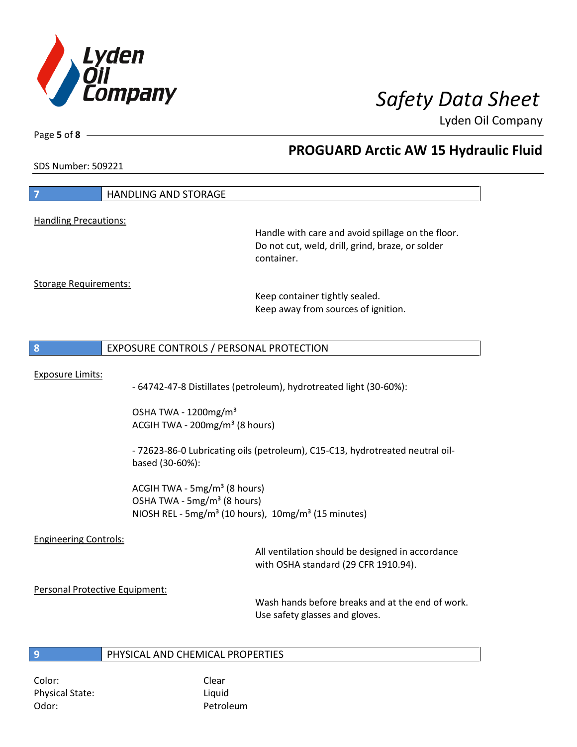## 7 HANDLING AND STORAGE

Handling Precautions:

Handle with care and avoid spillage on the floor. Do not cut, weld, drill, grind, braze, or solder container.

Storage Requirements:

Keep container tightly sealed.
Keep away from sources of ignition.

## 8 EXPOSURE CONTROLS / PERSONAL PROTECTION

Exposure Limits:

- 64742-47-8 Distillates (petroleum), hydrotreated light (30-60%):

OSHA TWA - 1200mg/m³
ACGIH TWA - 200mg/m³ (8 hours)

- 72623-86-0 Lubricating oils (petroleum), C15-C13, hydrotreated neutral oil-based (30-60%):

ACGIH TWA - 5mg/m³ (8 hours)
OSHA TWA - 5mg/m³ (8 hours)
NIOSH REL - 5mg/m³ (10 hours), 10mg/m³ (15 minutes)

Engineering Controls:

All ventilation should be designed in accordance with OSHA standard (29 CFR 1910.94).

Personal Protective Equipment:

Wash hands before breaks and at the end of work.
Use safety glasses and gloves.

## 9 PHYSICAL AND CHEMICAL PROPERTIES

| | |
|---|---|
| Color: | Clear |
| Physical State: | Liquid |
| Odor: | Petroleum |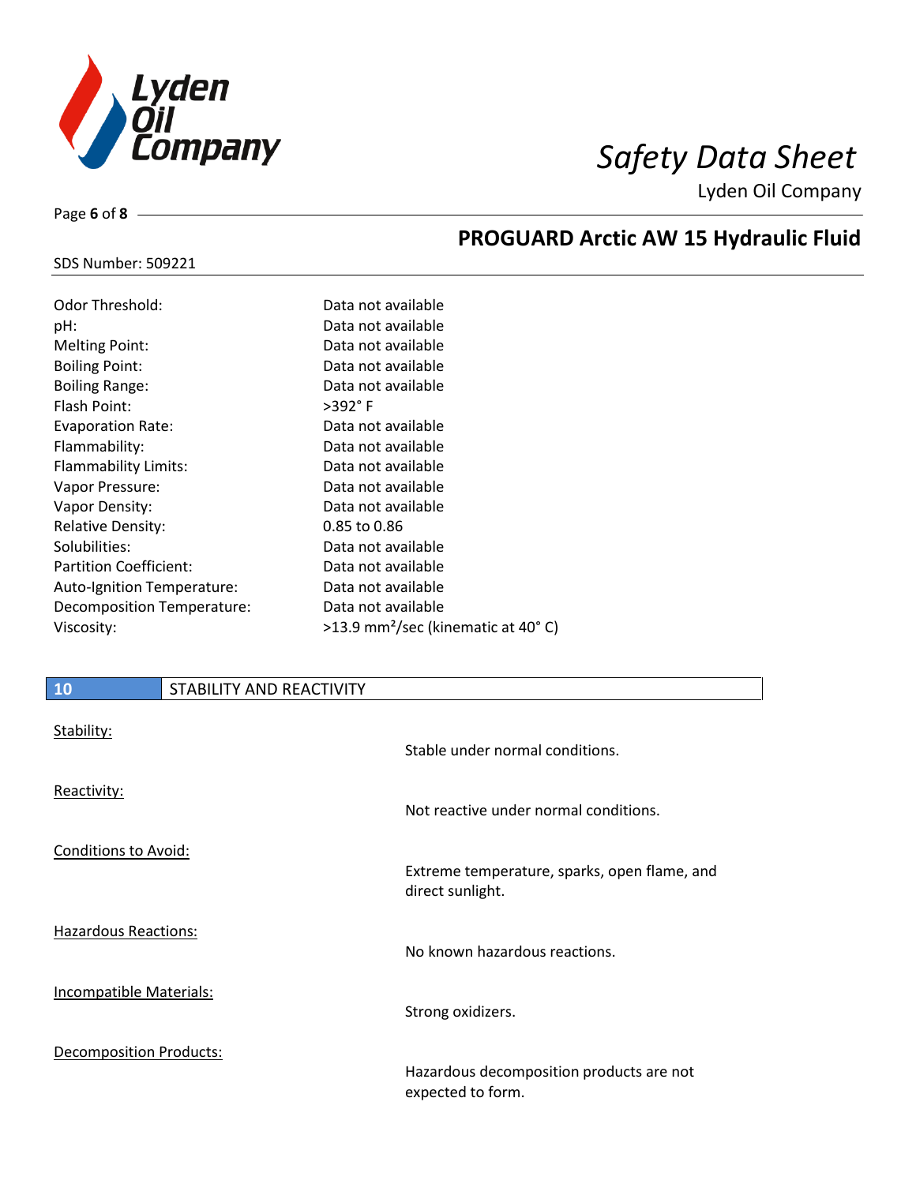| Property | Value |
| --- | --- |
| Odor Threshold: | Data not available |
| pH: | Data not available |
| Melting Point: | Data not available |
| Boiling Point: | Data not available |
| Boiling Range: | Data not available |
| Flash Point: | >392° F |
| Evaporation Rate: | Data not available |
| Flammability: | Data not available |
| Flammability Limits: | Data not available |
| Vapor Pressure: | Data not available |
| Vapor Density: | Data not available |
| Relative Density: | 0.85 to 0.86 |
| Solubilities: | Data not available |
| Partition Coefficient: | Data not available |
| Auto-Ignition Temperature: | Data not available |
| Decomposition Temperature: | Data not available |
| Viscosity: | >13.9 mm²/sec (kinematic at 40° C) |

## 10 STABILITY AND REACTIVITY

Stability:
Stable under normal conditions.

Reactivity:
Not reactive under normal conditions.

Conditions to Avoid:
Extreme temperature, sparks, open flame, and direct sunlight.

Hazardous Reactions:
No known hazardous reactions.

Incompatible Materials:
Strong oxidizers.

Decomposition Products:
Hazardous decomposition products are not expected to form.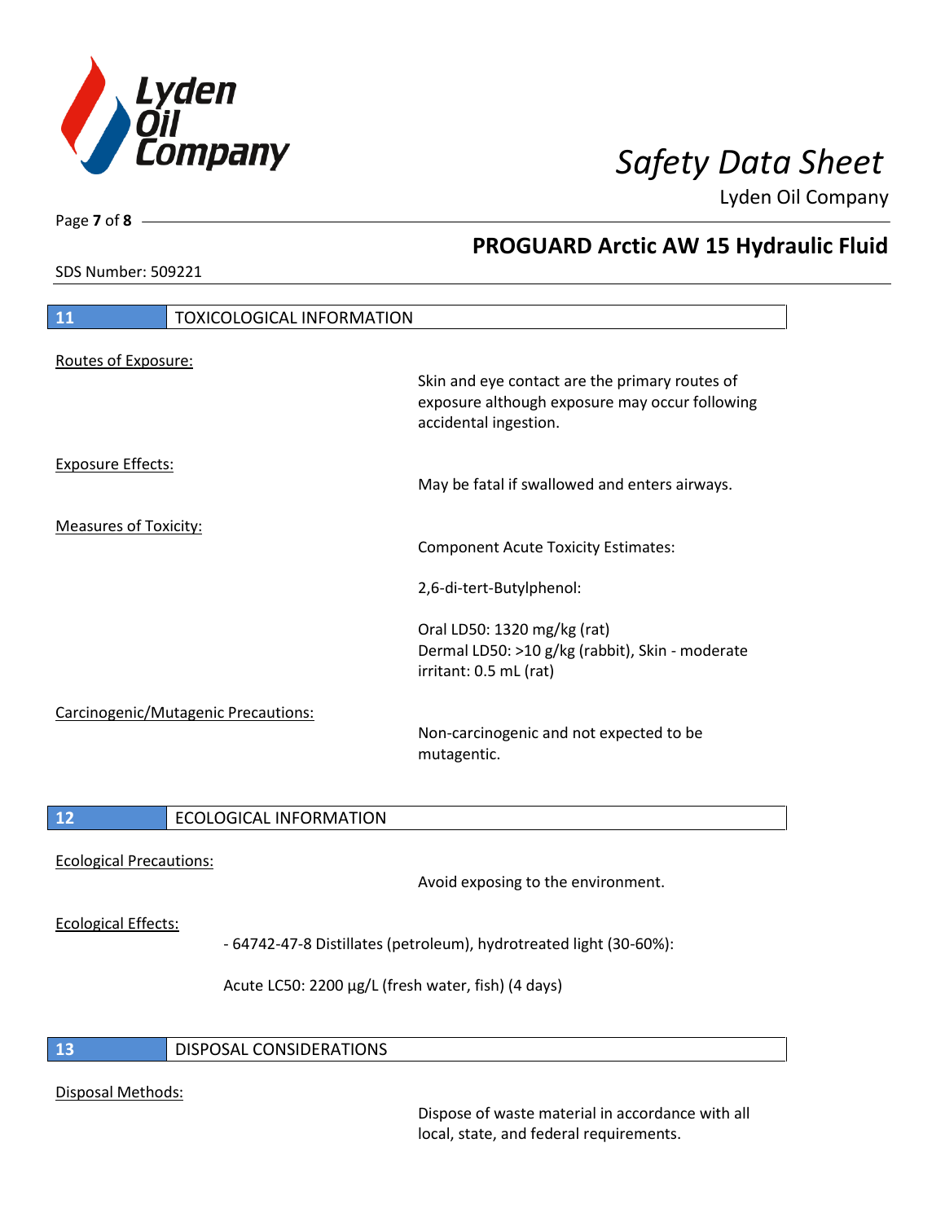## 11 TOXICOLOGICAL INFORMATION

Routes of Exposure:

Skin and eye contact are the primary routes of exposure although exposure may occur following accidental ingestion.

Exposure Effects:

May be fatal if swallowed and enters airways.

Measures of Toxicity:

Component Acute Toxicity Estimates:

2,6-di-tert-Butylphenol:

Oral LD50: 1320 mg/kg (rat)
Dermal LD50: >10 g/kg (rabbit), Skin - moderate irritant: 0.5 mL (rat)

Carcinogenic/Mutagenic Precautions:

Non-carcinogenic and not expected to be mutagentic.

## 12 ECOLOGICAL INFORMATION

Ecological Precautions:

Avoid exposing to the environment.

Ecological Effects:

- 64742-47-8 Distillates (petroleum), hydrotreated light (30-60%):

Acute LC50: 2200 µg/L (fresh water, fish) (4 days)

## 13 DISPOSAL CONSIDERATIONS

Disposal Methods:

Dispose of waste material in accordance with all local, state, and federal requirements.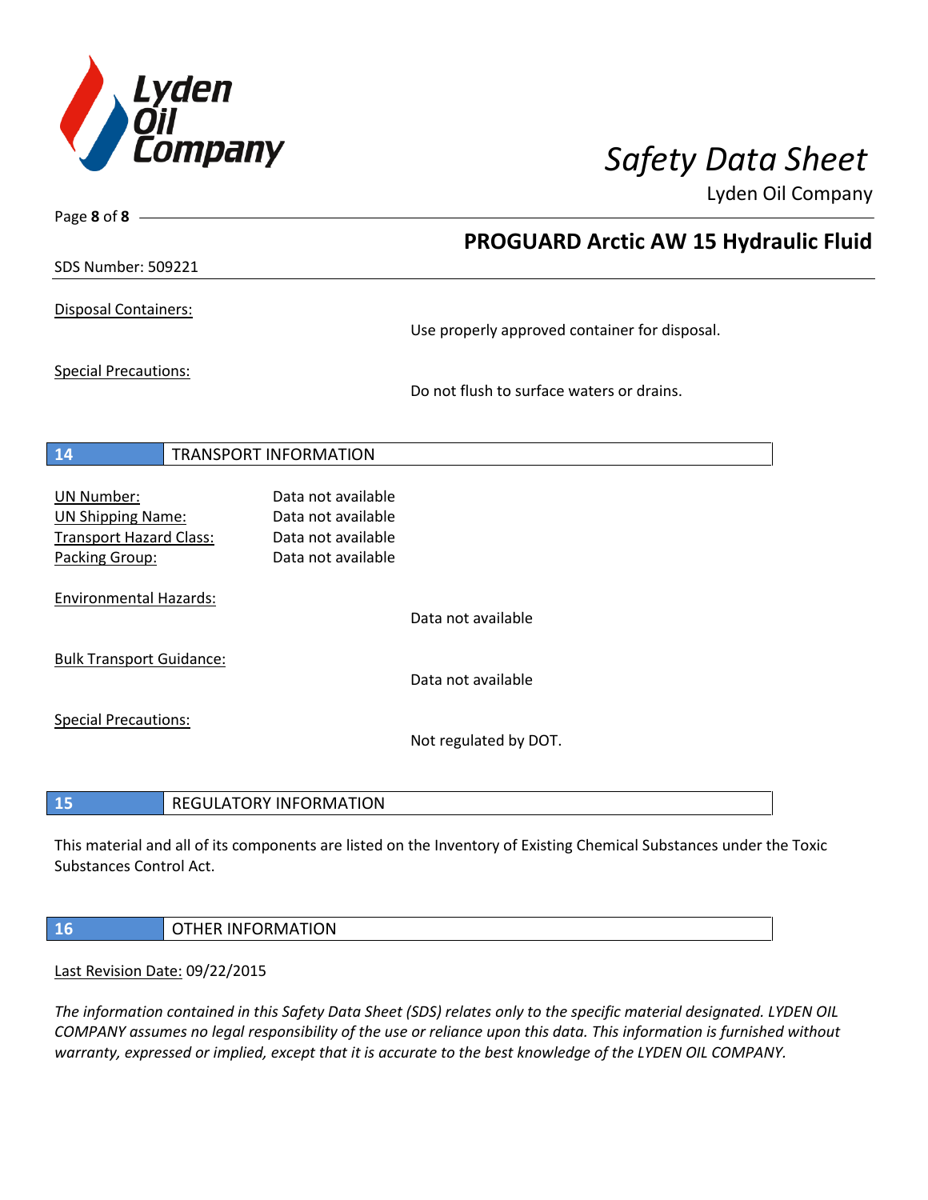Disposal Containers:

Use properly approved container for disposal.

Special Precautions:

Do not flush to surface waters or drains.

## 14 TRANSPORT INFORMATION

| | |
|---|---|
| UN Number: | Data not available |
| UN Shipping Name: | Data not available |
| Transport Hazard Class: | Data not available |
| Packing Group: | Data not available |

Environmental Hazards:

Data not available

Bulk Transport Guidance:

Data not available

Special Precautions:

Not regulated by DOT.

## 15 REGULATORY INFORMATION

This material and all of its components are listed on the Inventory of Existing Chemical Substances under the Toxic Substances Control Act.

## 16 OTHER INFORMATION

Last Revision Date: 09/22/2015

*The information contained in this Safety Data Sheet (SDS) relates only to the specific material designated. LYDEN OIL COMPANY assumes no legal responsibility of the use or reliance upon this data. This information is furnished without warranty, expressed or implied, except that it is accurate to the best knowledge of the LYDEN OIL COMPANY.*